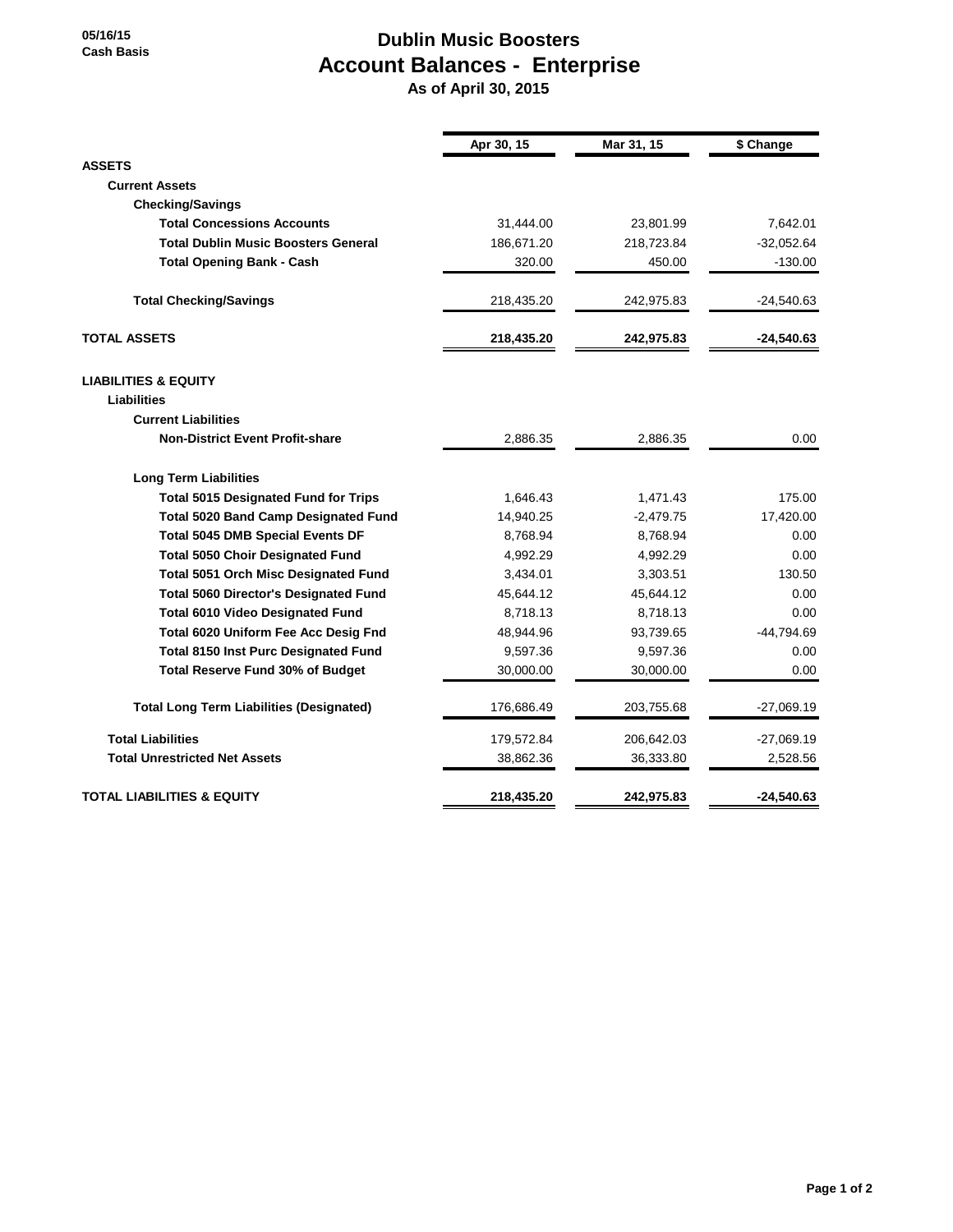05/16/15
Cash Basis

# Dublin Music Boosters
## Account Balances - Enterprise
### As of April 30, 2015

| | Apr 30, 15 | Mar 31, 15 | $ Change |
|---|---|---|---|
| **ASSETS** | | | |
| **Current Assets** | | | |
| **Checking/Savings** | | | |
| **Total Concessions Accounts** | 31,444.00 | 23,801.99 | 7,642.01 |
| **Total Dublin Music Boosters General** | 186,671.20 | 218,723.84 | -32,052.64 |
| **Total Opening Bank - Cash** | 320.00 | 450.00 | -130.00 |
| **Total Checking/Savings** | 218,435.20 | 242,975.83 | -24,540.63 |
| **TOTAL ASSETS** | **218,435.20** | **242,975.83** | **-24,540.63** |
| **LIABILITIES & EQUITY** | | | |
| **Liabilities** | | | |
| **Current Liabilities** | | | |
| **Non-District Event Profit-share** | 2,886.35 | 2,886.35 | 0.00 |
| **Long Term Liabilities** | | | |
| **Total 5015 Designated Fund for Trips** | 1,646.43 | 1,471.43 | 175.00 |
| **Total 5020 Band Camp Designated Fund** | 14,940.25 | -2,479.75 | 17,420.00 |
| **Total 5045 DMB Special Events DF** | 8,768.94 | 8,768.94 | 0.00 |
| **Total 5050 Choir Designated Fund** | 4,992.29 | 4,992.29 | 0.00 |
| **Total 5051 Orch Misc Designated Fund** | 3,434.01 | 3,303.51 | 130.50 |
| **Total 5060 Director's Designated Fund** | 45,644.12 | 45,644.12 | 0.00 |
| **Total 6010 Video Designated Fund** | 8,718.13 | 8,718.13 | 0.00 |
| **Total 6020 Uniform Fee Acc Desig Fnd** | 48,944.96 | 93,739.65 | -44,794.69 |
| **Total 8150 Inst Purc Designated Fund** | 9,597.36 | 9,597.36 | 0.00 |
| **Total Reserve Fund 30% of Budget** | 30,000.00 | 30,000.00 | 0.00 |
| **Total Long Term Liabilities (Designated)** | 176,686.49 | 203,755.68 | -27,069.19 |
| **Total Liabilities** | 179,572.84 | 206,642.03 | -27,069.19 |
| **Total Unrestricted Net Assets** | 38,862.36 | 36,333.80 | 2,528.56 |
| **TOTAL LIABILITIES & EQUITY** | **218,435.20** | **242,975.83** | **-24,540.63** |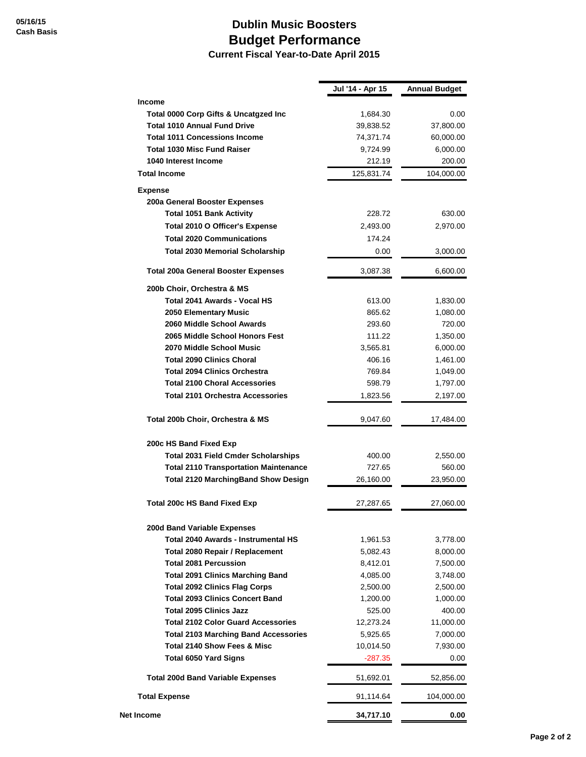05/16/15
Cash Basis

# Dublin Music Boosters
## Budget Performance
### Current Fiscal Year-to-Date April 2015

| | Jul '14 - Apr 15 | Annual Budget |
|---|---|---|
| **Income** | | |
| **Total 0000 Corp Gifts & Uncatgzed Inc** | 1,684.30 | 0.00 |
| **Total 1010 Annual Fund Drive** | 39,838.52 | 37,800.00 |
| **Total 1011 Concessions Income** | 74,371.74 | 60,000.00 |
| **Total 1030 Misc Fund Raiser** | 9,724.99 | 6,000.00 |
| **1040 Interest Income** | 212.19 | 200.00 |
| **Total Income** | 125,831.74 | 104,000.00 |
| **Expense** | | |
| **200a General Booster Expenses** | | |
| **Total 1051 Bank Activity** | 228.72 | 630.00 |
| **Total 2010 O Officer's Expense** | 2,493.00 | 2,970.00 |
| **Total 2020 Communications** | 174.24 | |
| **Total 2030 Memorial Scholarship** | 0.00 | 3,000.00 |
| **Total 200a General Booster Expenses** | 3,087.38 | 6,600.00 |
| **200b Choir, Orchestra & MS** | | |
| **Total 2041 Awards - Vocal HS** | 613.00 | 1,830.00 |
| **2050 Elementary Music** | 865.62 | 1,080.00 |
| **2060 Middle School Awards** | 293.60 | 720.00 |
| **2065 Middle School Honors Fest** | 111.22 | 1,350.00 |
| **2070 Middle School Music** | 3,565.81 | 6,000.00 |
| **Total 2090 Clinics Choral** | 406.16 | 1,461.00 |
| **Total 2094 Clinics Orchestra** | 769.84 | 1,049.00 |
| **Total 2100 Choral Accessories** | 598.79 | 1,797.00 |
| **Total 2101 Orchestra Accessories** | 1,823.56 | 2,197.00 |
| **Total 200b Choir, Orchestra & MS** | 9,047.60 | 17,484.00 |
| **200c HS Band Fixed Exp** | | |
| **Total 2031 Field Cmder Scholarships** | 400.00 | 2,550.00 |
| **Total 2110 Transportation Maintenance** | 727.65 | 560.00 |
| **Total 2120 MarchingBand Show Design** | 26,160.00 | 23,950.00 |
| **Total 200c HS Band Fixed Exp** | 27,287.65 | 27,060.00 |
| **200d Band Variable Expenses** | | |
| **Total 2040 Awards - Instrumental HS** | 1,961.53 | 3,778.00 |
| **Total 2080 Repair / Replacement** | 5,082.43 | 8,000.00 |
| **Total 2081 Percussion** | 8,412.01 | 7,500.00 |
| **Total 2091 Clinics Marching Band** | 4,085.00 | 3,748.00 |
| **Total 2092 Clinics Flag Corps** | 2,500.00 | 2,500.00 |
| **Total 2093 Clinics Concert Band** | 1,200.00 | 1,000.00 |
| **Total 2095 Clinics Jazz** | 525.00 | 400.00 |
| **Total 2102 Color Guard Accessories** | 12,273.24 | 11,000.00 |
| **Total 2103 Marching Band Accessories** | 5,925.65 | 7,000.00 |
| **Total 2140 Show Fees & Misc** | 10,014.50 | 7,930.00 |
| **Total 6050 Yard Signs** | -287.35 | 0.00 |
| **Total 200d Band Variable Expenses** | 51,692.01 | 52,856.00 |
| **Total Expense** | 91,114.64 | 104,000.00 |
| **Net Income** | **34,717.10** | **0.00** |